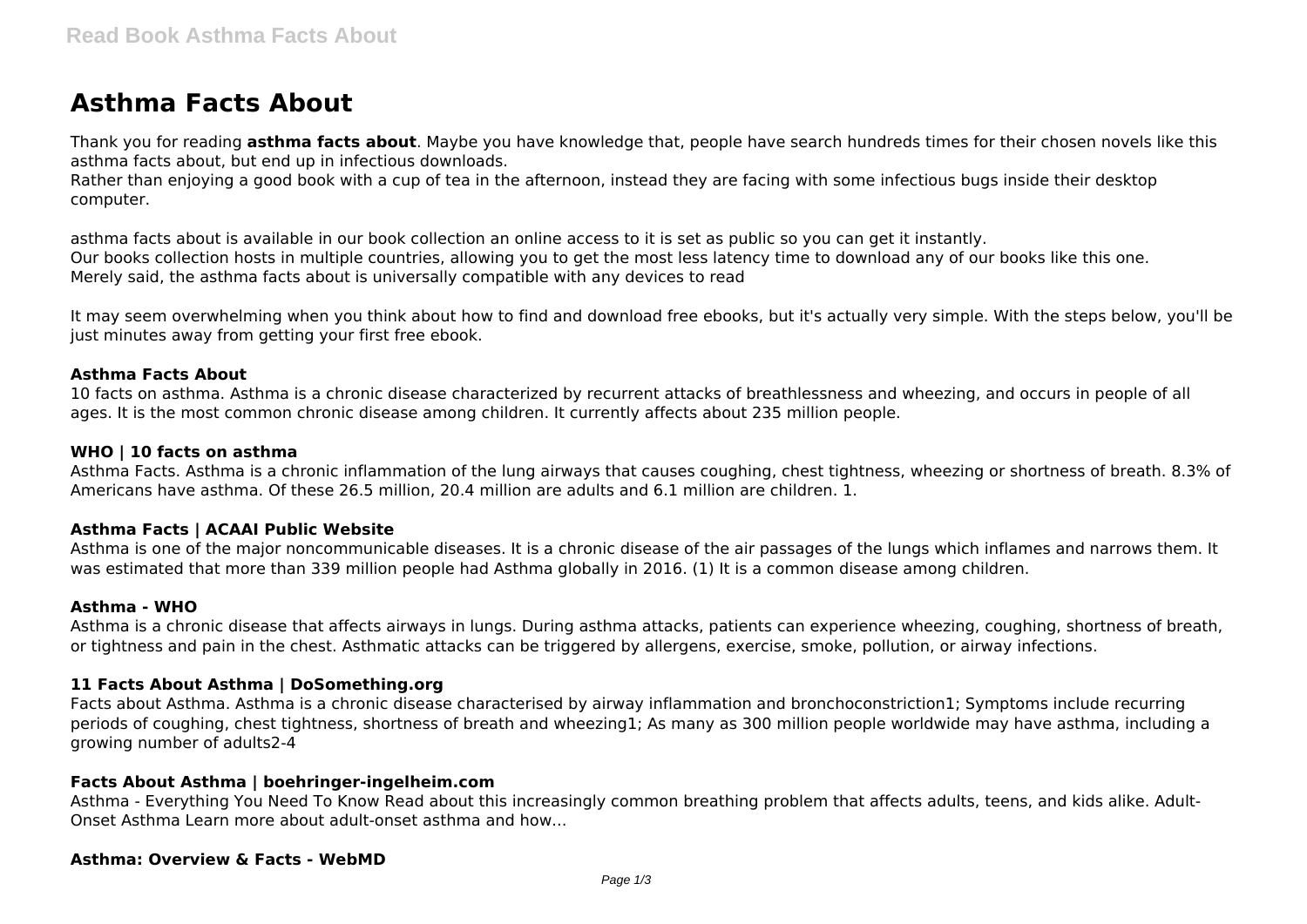# Asthma Facts About

Thank you for reading **asthma facts about**. Maybe you have knowledge that, people have search hundreds times for their chosen novels like this asthma facts about, but end up in infectious downloads.
Rather than enjoying a good book with a cup of tea in the afternoon, instead they are facing with some infectious bugs inside their desktop computer.

asthma facts about is available in our book collection an online access to it is set as public so you can get it instantly.
Our books collection hosts in multiple countries, allowing you to get the most less latency time to download any of our books like this one.
Merely said, the asthma facts about is universally compatible with any devices to read

It may seem overwhelming when you think about how to find and download free ebooks, but it's actually very simple. With the steps below, you'll be just minutes away from getting your first free ebook.

### Asthma Facts About

10 facts on asthma. Asthma is a chronic disease characterized by recurrent attacks of breathlessness and wheezing, and occurs in people of all ages. It is the most common chronic disease among children. It currently affects about 235 million people.

### WHO | 10 facts on asthma

Asthma Facts. Asthma is a chronic inflammation of the lung airways that causes coughing, chest tightness, wheezing or shortness of breath. 8.3% of Americans have asthma. Of these 26.5 million, 20.4 million are adults and 6.1 million are children. 1.

### Asthma Facts | ACAAI Public Website

Asthma is one of the major noncommunicable diseases. It is a chronic disease of the air passages of the lungs which inflames and narrows them. It was estimated that more than 339 million people had Asthma globally in 2016. (1) It is a common disease among children.

### Asthma - WHO

Asthma is a chronic disease that affects airways in lungs. During asthma attacks, patients can experience wheezing, coughing, shortness of breath, or tightness and pain in the chest. Asthmatic attacks can be triggered by allergens, exercise, smoke, pollution, or airway infections.

### 11 Facts About Asthma | DoSomething.org

Facts about Asthma. Asthma is a chronic disease characterised by airway inflammation and bronchoconstriction1; Symptoms include recurring periods of coughing, chest tightness, shortness of breath and wheezing1; As many as 300 million people worldwide may have asthma, including a growing number of adults2-4

### Facts About Asthma | boehringer-ingelheim.com

Asthma - Everything You Need To Know Read about this increasingly common breathing problem that affects adults, teens, and kids alike. Adult-Onset Asthma Learn more about adult-onset asthma and how...

### Asthma: Overview & Facts - WebMD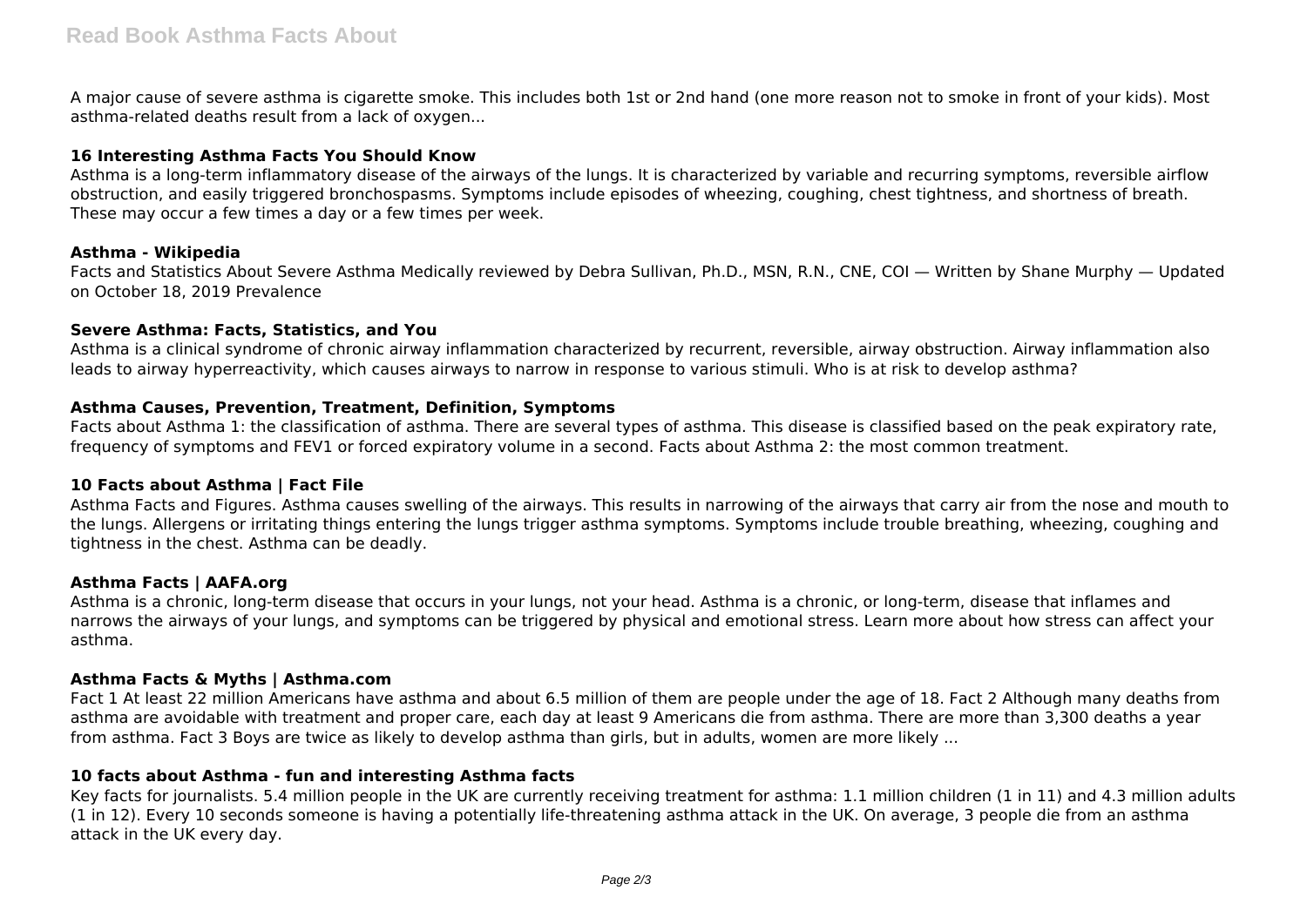A major cause of severe asthma is cigarette smoke. This includes both 1st or 2nd hand (one more reason not to smoke in front of your kids). Most asthma-related deaths result from a lack of oxygen...

**16 Interesting Asthma Facts You Should Know**

Asthma is a long-term inflammatory disease of the airways of the lungs. It is characterized by variable and recurring symptoms, reversible airflow obstruction, and easily triggered bronchospasms. Symptoms include episodes of wheezing, coughing, chest tightness, and shortness of breath. These may occur a few times a day or a few times per week.

**Asthma - Wikipedia**

Facts and Statistics About Severe Asthma Medically reviewed by Debra Sullivan, Ph.D., MSN, R.N., CNE, COI — Written by Shane Murphy — Updated on October 18, 2019 Prevalence

**Severe Asthma: Facts, Statistics, and You**

Asthma is a clinical syndrome of chronic airway inflammation characterized by recurrent, reversible, airway obstruction. Airway inflammation also leads to airway hyperreactivity, which causes airways to narrow in response to various stimuli. Who is at risk to develop asthma?

**Asthma Causes, Prevention, Treatment, Definition, Symptoms**

Facts about Asthma 1: the classification of asthma. There are several types of asthma. This disease is classified based on the peak expiratory rate, frequency of symptoms and FEV1 or forced expiratory volume in a second. Facts about Asthma 2: the most common treatment.

**10 Facts about Asthma | Fact File**

Asthma Facts and Figures. Asthma causes swelling of the airways. This results in narrowing of the airways that carry air from the nose and mouth to the lungs. Allergens or irritating things entering the lungs trigger asthma symptoms. Symptoms include trouble breathing, wheezing, coughing and tightness in the chest. Asthma can be deadly.

**Asthma Facts | AAFA.org**

Asthma is a chronic, long-term disease that occurs in your lungs, not your head. Asthma is a chronic, or long-term, disease that inflames and narrows the airways of your lungs, and symptoms can be triggered by physical and emotional stress. Learn more about how stress can affect your asthma.

**Asthma Facts & Myths | Asthma.com**

Fact 1 At least 22 million Americans have asthma and about 6.5 million of them are people under the age of 18. Fact 2 Although many deaths from asthma are avoidable with treatment and proper care, each day at least 9 Americans die from asthma. There are more than 3,300 deaths a year from asthma. Fact 3 Boys are twice as likely to develop asthma than girls, but in adults, women are more likely ...

**10 facts about Asthma - fun and interesting Asthma facts**

Key facts for journalists. 5.4 million people in the UK are currently receiving treatment for asthma: 1.1 million children (1 in 11) and 4.3 million adults (1 in 12). Every 10 seconds someone is having a potentially life-threatening asthma attack in the UK. On average, 3 people die from an asthma attack in the UK every day.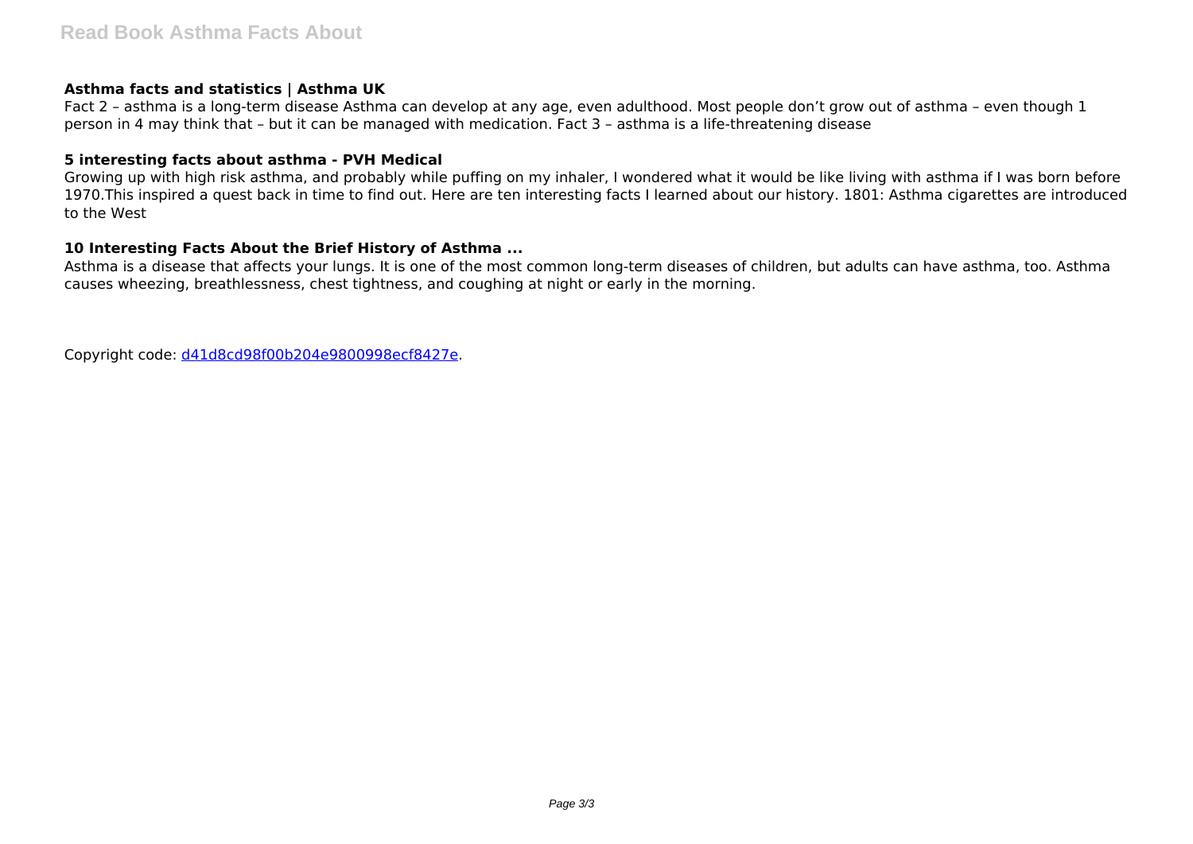### Asthma facts and statistics | Asthma UK

Fact 2 – asthma is a long-term disease Asthma can develop at any age, even adulthood. Most people don't grow out of asthma – even though 1 person in 4 may think that – but it can be managed with medication. Fact 3 – asthma is a life-threatening disease

### 5 interesting facts about asthma - PVH Medical

Growing up with high risk asthma, and probably while puffing on my inhaler, I wondered what it would be like living with asthma if I was born before 1970.This inspired a quest back in time to find out. Here are ten interesting facts I learned about our history. 1801: Asthma cigarettes are introduced to the West

### 10 Interesting Facts About the Brief History of Asthma ...

Asthma is a disease that affects your lungs. It is one of the most common long-term diseases of children, but adults can have asthma, too. Asthma causes wheezing, breathlessness, chest tightness, and coughing at night or early in the morning.

Copyright code: d41d8cd98f00b204e9800998ecf8427e.